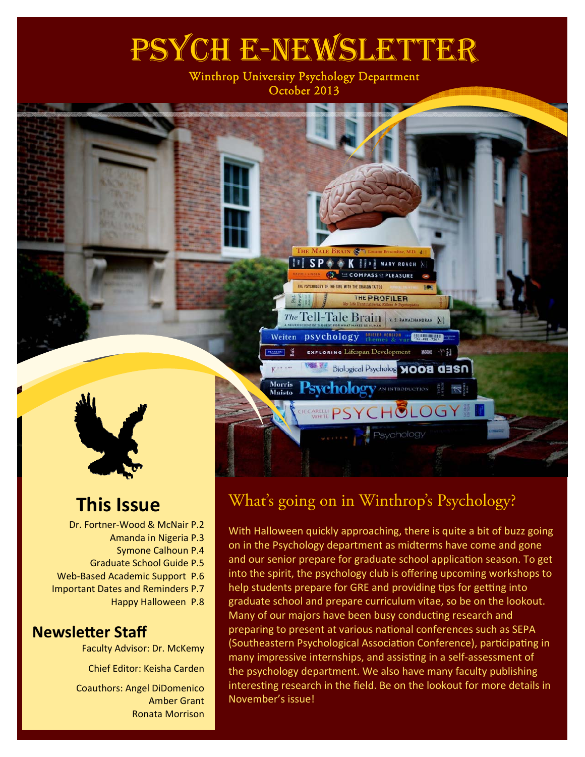# PSYCH E-NEWSLETTER

Winthrop University Psychology Department
October 2013

## This Issue

Dr. Fortner-Wood & McNair P.2
Amanda in Nigeria P.3
Symone Calhoun P.4
Graduate School Guide P.5
Web-Based Academic Support P.6
Important Dates and Reminders P.7
Happy Halloween P.8

## Newsletter Staff

Faculty Advisor: Dr. McKemy

Chief Editor: Keisha Carden

Coauthors: Angel DiDomenico
Amber Grant
Ronata Morrison

## What's going on in Winthrop's Psychology?

With Halloween quickly approaching, there is quite a bit of buzz going on in the Psychology department as midterms have come and gone and our senior prepare for graduate school application season. To get into the spirit, the psychology club is offering upcoming workshops to help students prepare for GRE and providing tips for getting into graduate school and prepare curriculum vitae, so be on the lookout. Many of our majors have been busy conducting research and preparing to present at various national conferences such as SEPA (Southeastern Psychological Association Conference), participating in many impressive internships, and assisting in a self-assessment of the psychology department. We also have many faculty publishing interesting research in the field. Be on the lookout for more details in November's issue!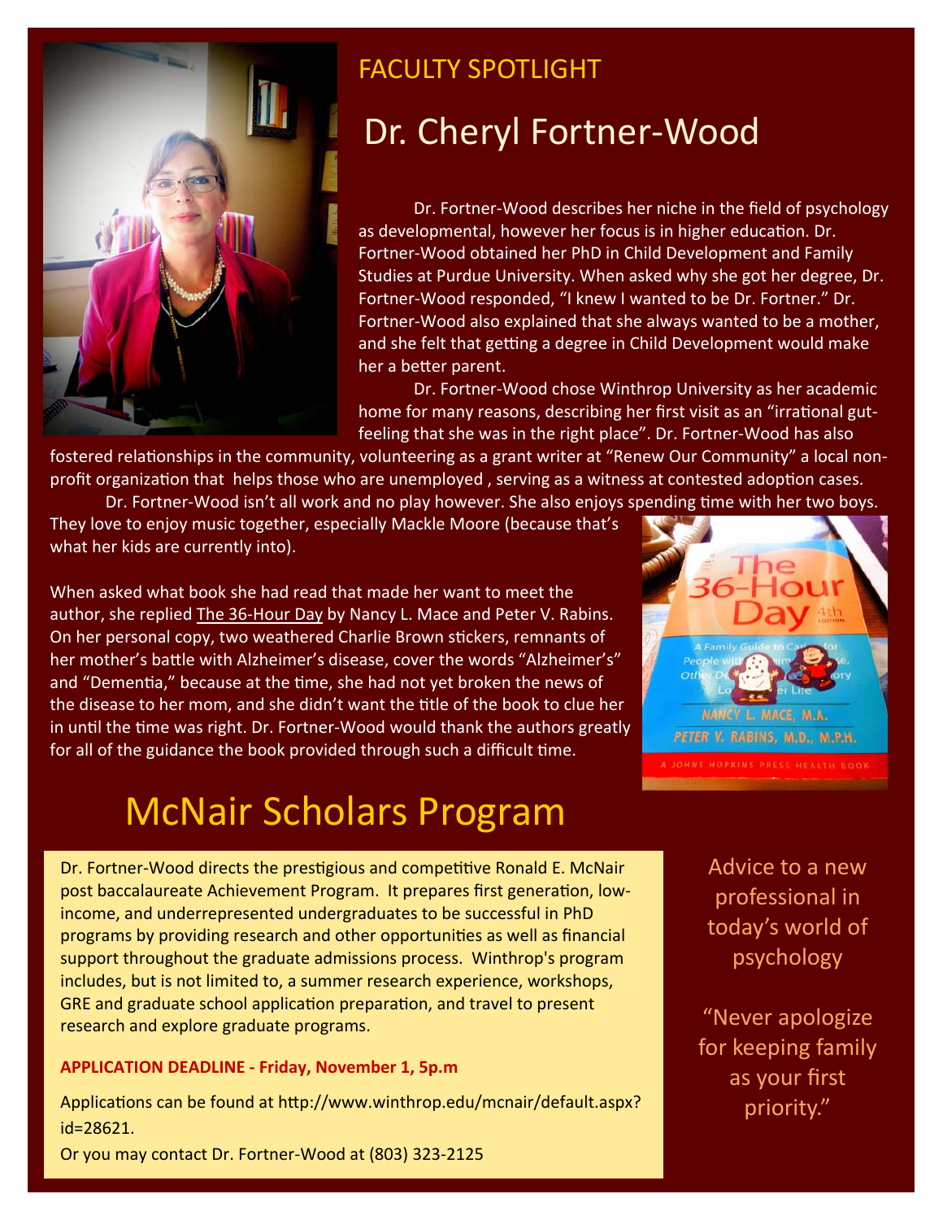FACULTY SPOTLIGHT

# Dr. Cheryl Fortner-Wood

Dr. Fortner-Wood describes her niche in the field of psychology as developmental, however her focus is in higher education. Dr. Fortner-Wood obtained her PhD in Child Development and Family Studies at Purdue University. When asked why she got her degree, Dr. Fortner-Wood responded, "I knew I wanted to be Dr. Fortner." Dr. Fortner-Wood also explained that she always wanted to be a mother, and she felt that getting a degree in Child Development would make her a better parent.

Dr. Fortner-Wood chose Winthrop University as her academic home for many reasons, describing her first visit as an "irrational gut-feeling that she was in the right place". Dr. Fortner-Wood has also fostered relationships in the community, volunteering as a grant writer at "Renew Our Community" a local non-profit organization that helps those who are unemployed , serving as a witness at contested adoption cases.

Dr. Fortner-Wood isn't all work and no play however. She also enjoys spending time with her two boys. They love to enjoy music together, especially Mackle Moore (because that's what her kids are currently into).

When asked what book she had read that made her want to meet the author, she replied The 36-Hour Day by Nancy L. Mace and Peter V. Rabins. On her personal copy, two weathered Charlie Brown stickers, remnants of her mother's battle with Alzheimer's disease, cover the words "Alzheimer's" and "Dementia," because at the time, she had not yet broken the news of the disease to her mom, and she didn't want the title of the book to clue her in until the time was right. Dr. Fortner-Wood would thank the authors greatly for all of the guidance the book provided through such a difficult time.

# McNair Scholars Program

Dr. Fortner-Wood directs the prestigious and competitive Ronald E. McNair post baccalaureate Achievement Program. It prepares first generation, low-income, and underrepresented undergraduates to be successful in PhD programs by providing research and other opportunities as well as financial support throughout the graduate admissions process. Winthrop's program includes, but is not limited to, a summer research experience, workshops, GRE and graduate school application preparation, and travel to present research and explore graduate programs.

**APPLICATION DEADLINE - Friday, November 1, 5p.m**

Applications can be found at http://www.winthrop.edu/mcnair/default.aspx?id=28621.

Or you may contact Dr. Fortner-Wood at (803) 323-2125

Advice to a new professional in today's world of psychology

"Never apologize for keeping family as your first priority."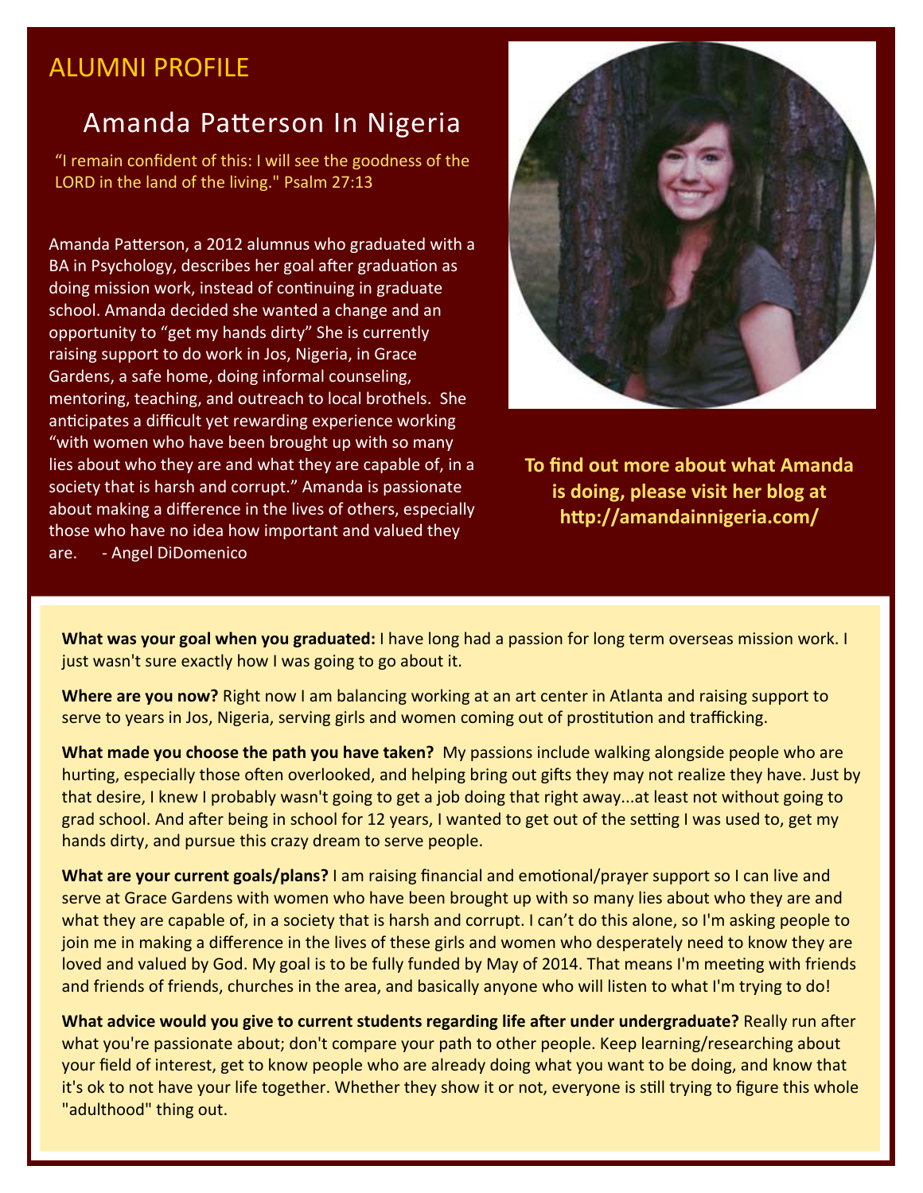# ALUMNI PROFILE

## Amanda Patterson In Nigeria

"I remain confident of this: I will see the goodness of the LORD in the land of the living." Psalm 27:13

Amanda Patterson, a 2012 alumnus who graduated with a BA in Psychology, describes her goal after graduation as doing mission work, instead of continuing in graduate school. Amanda decided she wanted a change and an opportunity to "get my hands dirty" She is currently raising support to do work in Jos, Nigeria, in Grace Gardens, a safe home, doing informal counseling, mentoring, teaching, and outreach to local brothels. She anticipates a difficult yet rewarding experience working "with women who have been brought up with so many lies about who they are and what they are capable of, in a society that is harsh and corrupt." Amanda is passionate about making a difference in the lives of others, especially those who have no idea how important and valued they are. - Angel DiDomenico

**To find out more about what Amanda is doing, please visit her blog at http://amandainnigeria.com/**

**What was your goal when you graduated:** I have long had a passion for long term overseas mission work. I just wasn't sure exactly how I was going to go about it.

**Where are you now?** Right now I am balancing working at an art center in Atlanta and raising support to serve to years in Jos, Nigeria, serving girls and women coming out of prostitution and trafficking.

**What made you choose the path you have taken?** My passions include walking alongside people who are hurting, especially those often overlooked, and helping bring out gifts they may not realize they have. Just by that desire, I knew I probably wasn't going to get a job doing that right away...at least not without going to grad school. And after being in school for 12 years, I wanted to get out of the setting I was used to, get my hands dirty, and pursue this crazy dream to serve people.

**What are your current goals/plans?** I am raising financial and emotional/prayer support so I can live and serve at Grace Gardens with women who have been brought up with so many lies about who they are and what they are capable of, in a society that is harsh and corrupt. I can't do this alone, so I'm asking people to join me in making a difference in the lives of these girls and women who desperately need to know they are loved and valued by God. My goal is to be fully funded by May of 2014. That means I'm meeting with friends and friends of friends, churches in the area, and basically anyone who will listen to what I'm trying to do!

**What advice would you give to current students regarding life after under undergraduate?** Really run after what you're passionate about; don't compare your path to other people. Keep learning/researching about your field of interest, get to know people who are already doing what you want to be doing, and know that it's ok to not have your life together. Whether they show it or not, everyone is still trying to figure this whole "adulthood" thing out.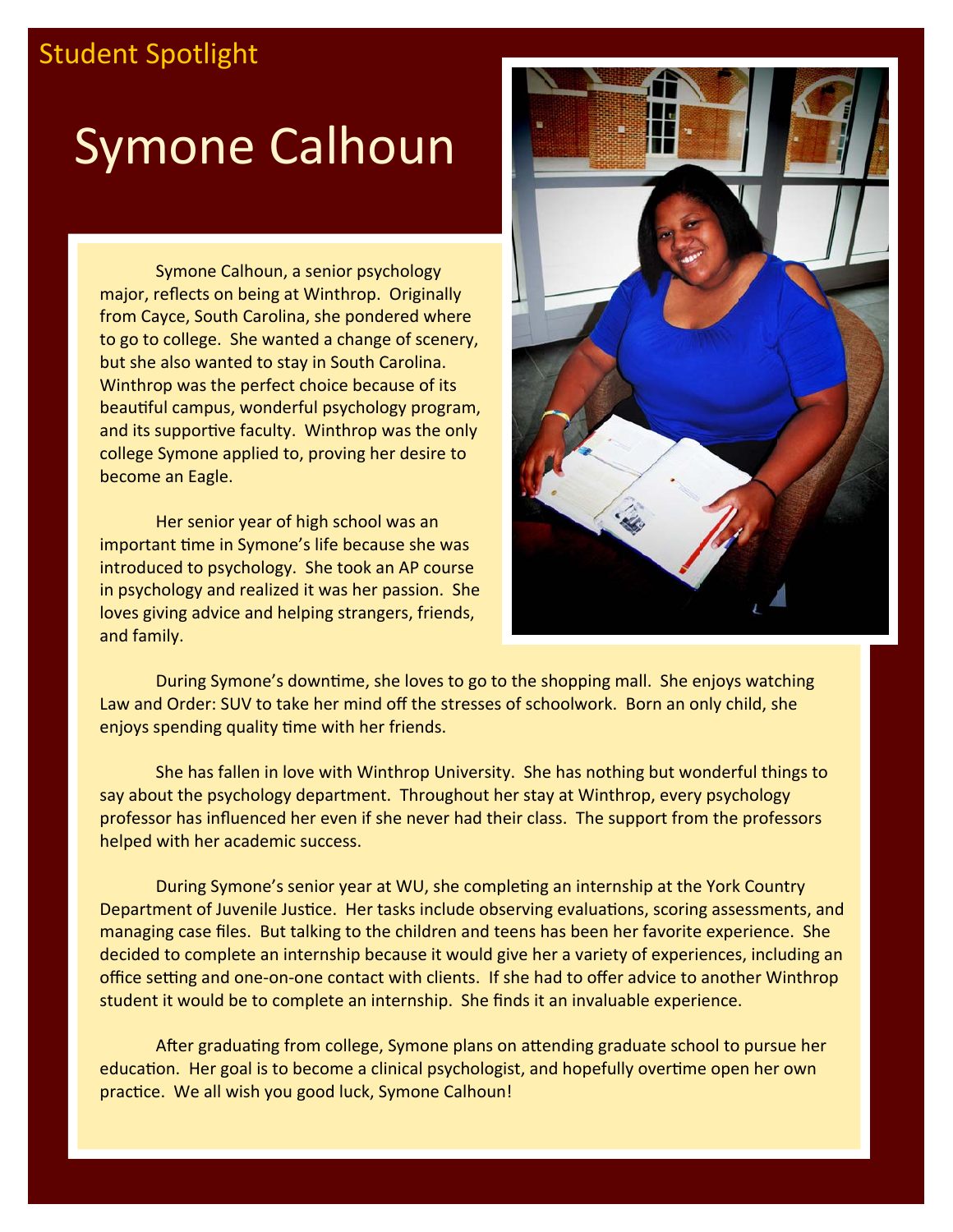Student Spotlight

# Symone Calhoun

Symone Calhoun, a senior psychology major, reflects on being at Winthrop. Originally from Cayce, South Carolina, she pondered where to go to college. She wanted a change of scenery, but she also wanted to stay in South Carolina. Winthrop was the perfect choice because of its beautiful campus, wonderful psychology program, and its supportive faculty. Winthrop was the only college Symone applied to, proving her desire to become an Eagle.

Her senior year of high school was an important time in Symone's life because she was introduced to psychology. She took an AP course in psychology and realized it was her passion. She loves giving advice and helping strangers, friends, and family.

During Symone's downtime, she loves to go to the shopping mall. She enjoys watching Law and Order: SUV to take her mind off the stresses of schoolwork. Born an only child, she enjoys spending quality time with her friends.

She has fallen in love with Winthrop University. She has nothing but wonderful things to say about the psychology department. Throughout her stay at Winthrop, every psychology professor has influenced her even if she never had their class. The support from the professors helped with her academic success.

During Symone's senior year at WU, she completing an internship at the York Country Department of Juvenile Justice. Her tasks include observing evaluations, scoring assessments, and managing case files. But talking to the children and teens has been her favorite experience. She decided to complete an internship because it would give her a variety of experiences, including an office setting and one-on-one contact with clients. If she had to offer advice to another Winthrop student it would be to complete an internship. She finds it an invaluable experience.

After graduating from college, Symone plans on attending graduate school to pursue her education. Her goal is to become a clinical psychologist, and hopefully overtime open her own practice. We all wish you good luck, Symone Calhoun!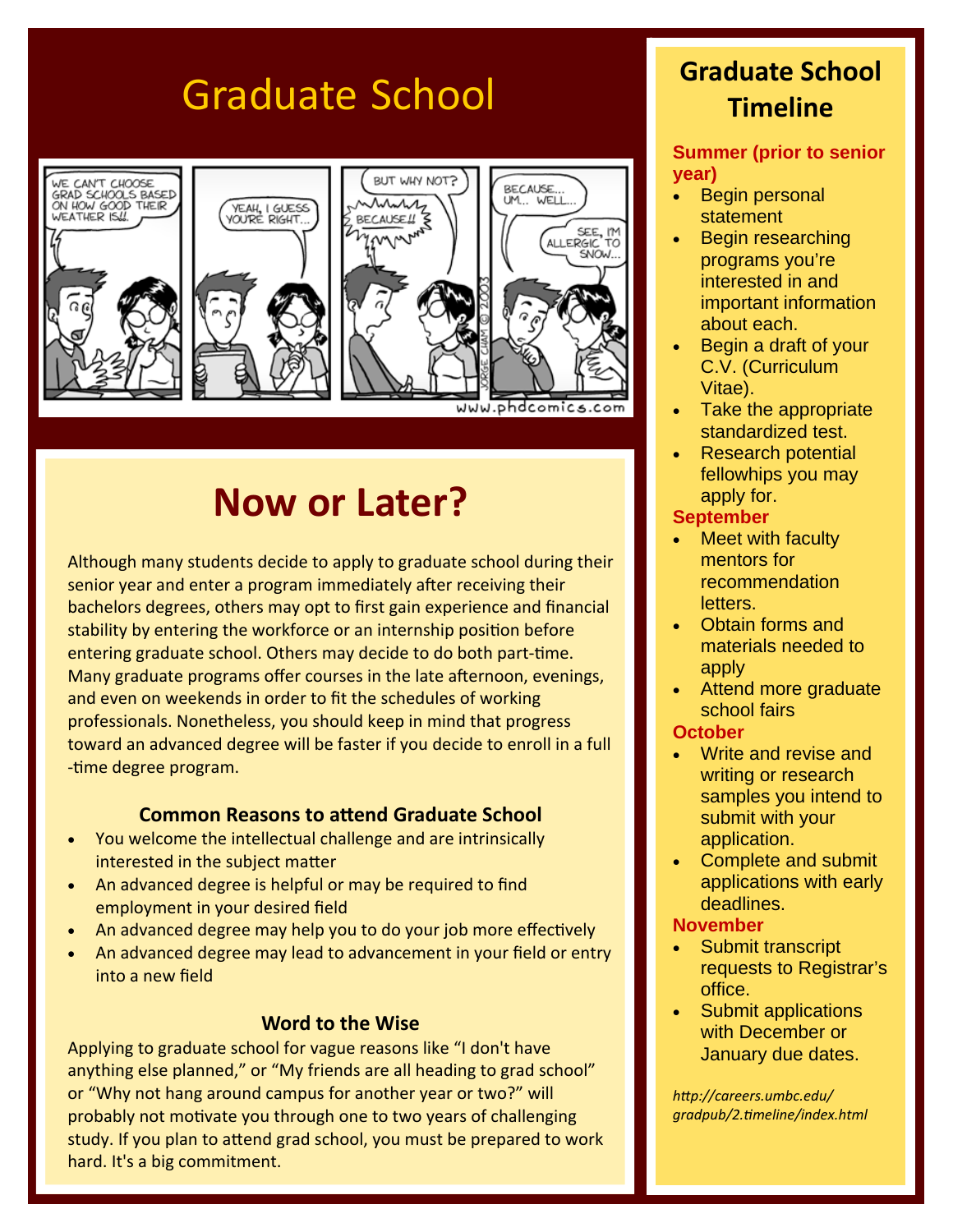# Graduate School

## Now or Later?

Although many students decide to apply to graduate school during their senior year and enter a program immediately after receiving their bachelors degrees, others may opt to first gain experience and financial stability by entering the workforce or an internship position before entering graduate school. Others may decide to do both part-time. Many graduate programs offer courses in the late afternoon, evenings, and even on weekends in order to fit the schedules of working professionals. Nonetheless, you should keep in mind that progress toward an advanced degree will be faster if you decide to enroll in a full-time degree program.

### Common Reasons to attend Graduate School

- You welcome the intellectual challenge and are intrinsically interested in the subject matter
- An advanced degree is helpful or may be required to find employment in your desired field
- An advanced degree may help you to do your job more effectively
- An advanced degree may lead to advancement in your field or entry into a new field

### Word to the Wise

Applying to graduate school for vague reasons like “I don't have anything else planned,” or “My friends are all heading to grad school” or “Why not hang around campus for another year or two?” will probably not motivate you through one to two years of challenging study. If you plan to attend grad school, you must be prepared to work hard. It's a big commitment.

## Graduate School Timeline

**Summer (prior to senior year)**

- Begin personal statement
- Begin researching programs you’re interested in and important information about each.
- Begin a draft of your C.V. (Curriculum Vitae).
- Take the appropriate standardized test.
- Research potential fellowships you may apply for.

**September**

- Meet with faculty mentors for recommendation letters.
- Obtain forms and materials needed to apply
- Attend more graduate school fairs

**October**

- Write and revise and writing or research samples you intend to submit with your application.
- Complete and submit applications with early deadlines.

**November**

- Submit transcript requests to Registrar’s office.
- Submit applications with December or January due dates.

*http://careers.umbc.edu/gradpub/2.timeline/index.html*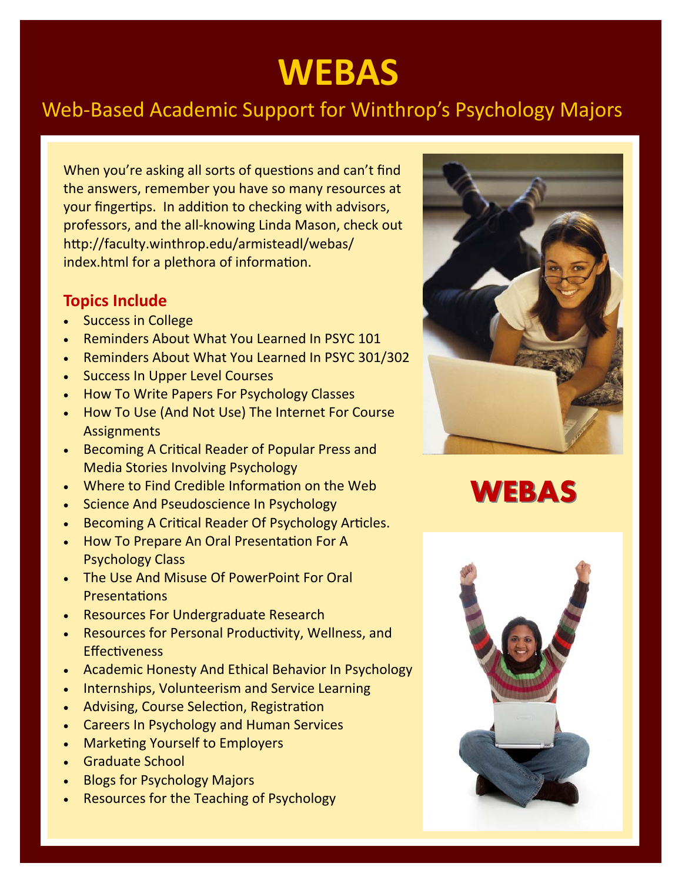# WEBAS

## Web-Based Academic Support for Winthrop's Psychology Majors

When you're asking all sorts of questions and can't find the answers, remember you have so many resources at your fingertips. In addition to checking with advisors, professors, and the all-knowing Linda Mason, check out http://faculty.winthrop.edu/armisteadl/webas/index.html for a plethora of information.

### Topics Include

- Success in College
- Reminders About What You Learned In PSYC 101
- Reminders About What You Learned In PSYC 301/302
- Success In Upper Level Courses
- How To Write Papers For Psychology Classes
- How To Use (And Not Use) The Internet For Course Assignments
- Becoming A Critical Reader of Popular Press and Media Stories Involving Psychology
- Where to Find Credible Information on the Web
- Science And Pseudoscience In Psychology
- Becoming A Critical Reader Of Psychology Articles.
- How To Prepare An Oral Presentation For A Psychology Class
- The Use And Misuse Of PowerPoint For Oral Presentations
- Resources For Undergraduate Research
- Resources for Personal Productivity, Wellness, and Effectiveness
- Academic Honesty And Ethical Behavior In Psychology
- Internships, Volunteerism and Service Learning
- Advising, Course Selection, Registration
- Careers In Psychology and Human Services
- Marketing Yourself to Employers
- Graduate School
- Blogs for Psychology Majors
- Resources for the Teaching of Psychology

**WEBAS**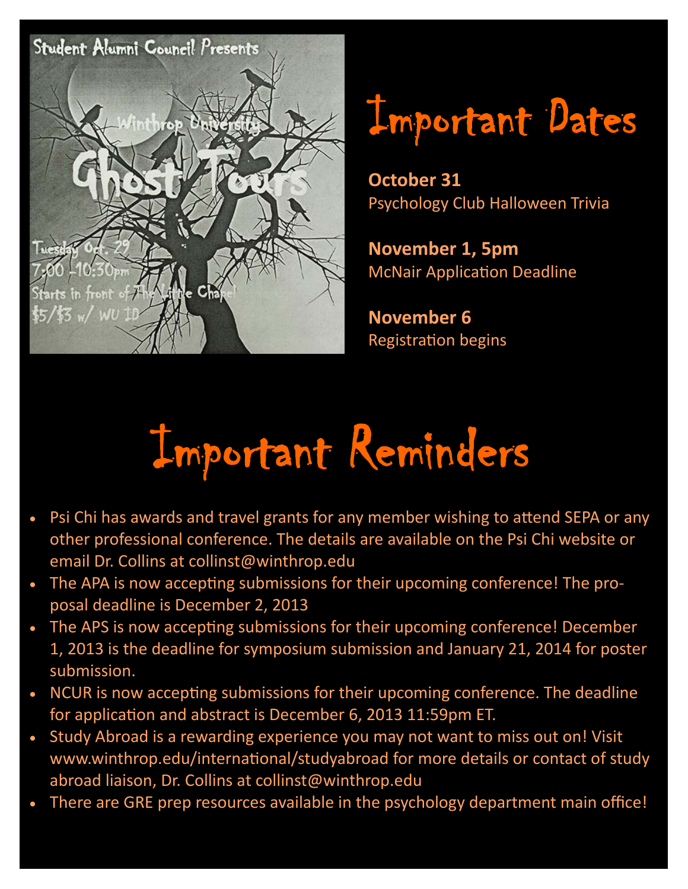Student Alumni Council Presents

Winthrop University

Ghost Tours

Tuesday Oct. 29
7:00 - 10:30pm
Starts in front of The Little Chapel
$5/$3 w/ WU ID

# Important Dates

**October 31**
Psychology Club Halloween Trivia

**November 1, 5pm**
McNair Application Deadline

**November 6**
Registration begins

# Important Reminders

- Psi Chi has awards and travel grants for any member wishing to attend SEPA or any other professional conference. The details are available on the Psi Chi website or email Dr. Collins at collinst@winthrop.edu
- The APA is now accepting submissions for their upcoming conference! The proposal deadline is December 2, 2013
- The APS is now accepting submissions for their upcoming conference! December 1, 2013 is the deadline for symposium submission and January 21, 2014 for poster submission.
- NCUR is now accepting submissions for their upcoming conference. The deadline for application and abstract is December 6, 2013 11:59pm ET.
- Study Abroad is a rewarding experience you may not want to miss out on! Visit www.winthrop.edu/international/studyabroad for more details or contact of study abroad liaison, Dr. Collins at collinst@winthrop.edu
- There are GRE prep resources available in the psychology department main office!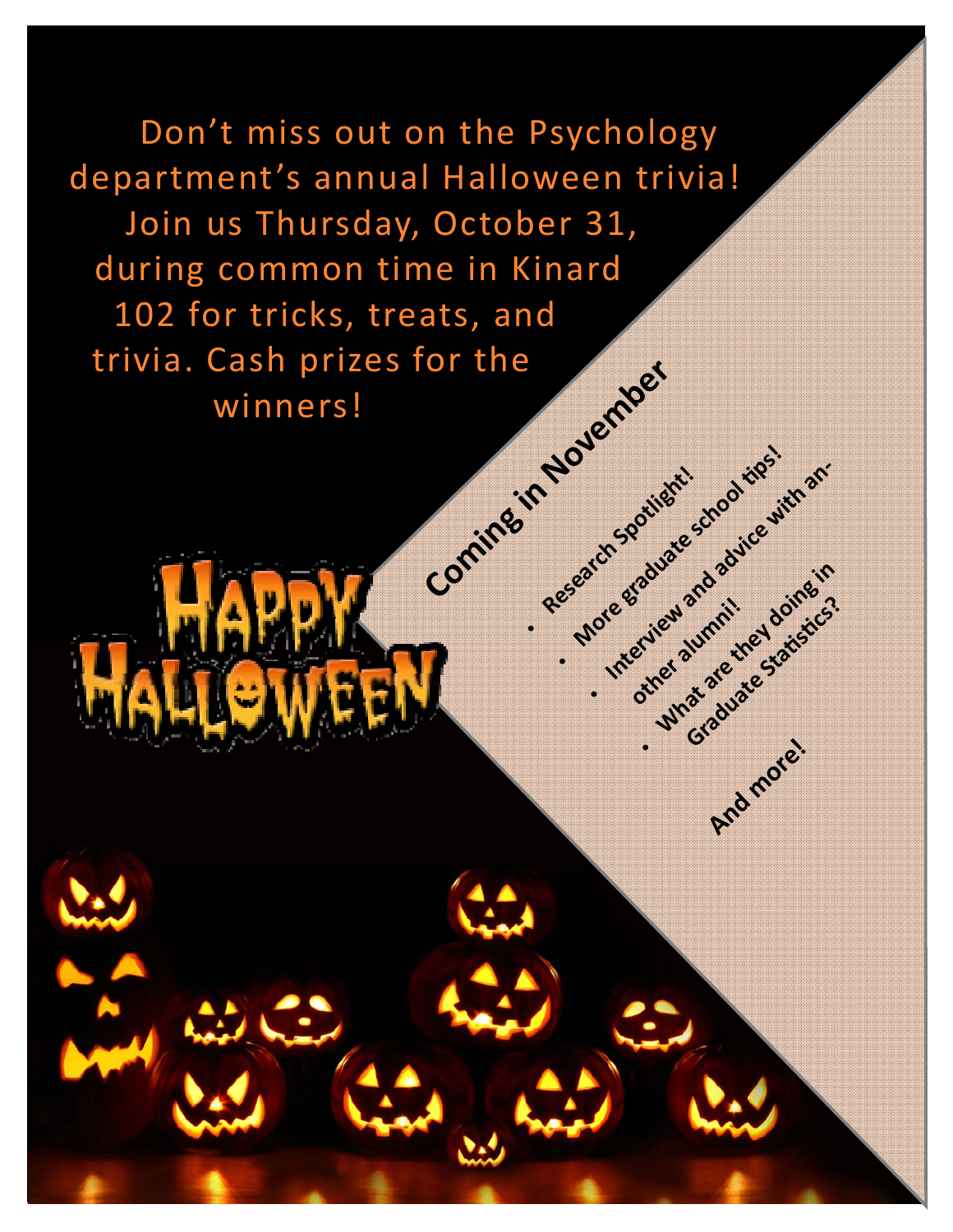Don't miss out on the Psychology department's annual Halloween trivia! Join us Thursday, October 31, during common time in Kinard 102 for tricks, treats, and trivia. Cash prizes for the winners!

HAPPY HALLOWEEN

## Coming in November

- Research Spotlight!
- More graduate school tips!
- Interview and advice with an-other alumni!
- What are they doing in Graduate Statistics?

And more!